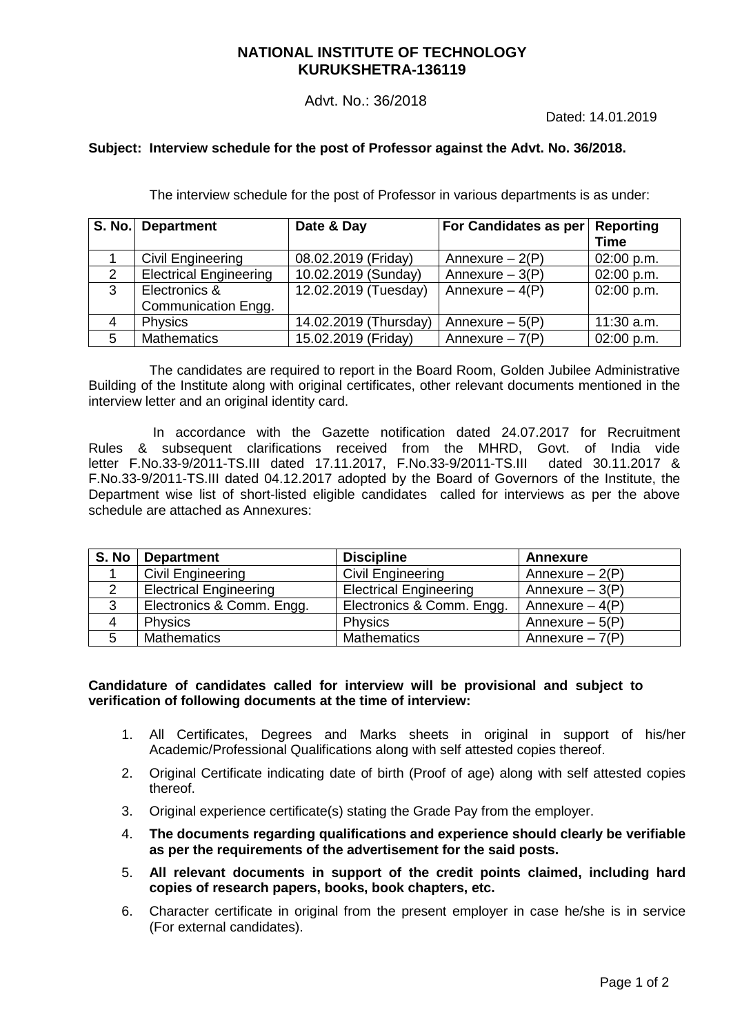# NATIONAL INSTITUTE OF TECHNOLOGY
# KURUKSHETRA-136119

Advt. No.: 36/2018

Dated: 14.01.2019

**Subject: Interview schedule for the post of Professor against the Advt. No. 36/2018.**

The interview schedule for the post of Professor in various departments is as under:

| S. No. | Department | Date & Day | For Candidates as per | Reporting Time |
|---|---|---|---|---|
| 1 | Civil Engineering | 08.02.2019 (Friday) | Annexure – 2(P) | 02:00 p.m. |
| 2 | Electrical Engineering | 10.02.2019 (Sunday) | Annexure – 3(P) | 02:00 p.m. |
| 3 | Electronics & Communication Engg. | 12.02.2019 (Tuesday) | Annexure – 4(P) | 02:00 p.m. |
| 4 | Physics | 14.02.2019 (Thursday) | Annexure – 5(P) | 11:30 a.m. |
| 5 | Mathematics | 15.02.2019 (Friday) | Annexure – 7(P) | 02:00 p.m. |

The candidates are required to report in the Board Room, Golden Jubilee Administrative Building of the Institute along with original certificates, other relevant documents mentioned in the interview letter and an original identity card.

In accordance with the Gazette notification dated 24.07.2017 for Recruitment Rules & subsequent clarifications received from the MHRD, Govt. of India vide letter F.No.33-9/2011-TS.III dated 17.11.2017, F.No.33-9/2011-TS.III dated 30.11.2017 & F.No.33-9/2011-TS.III dated 04.12.2017 adopted by the Board of Governors of the Institute, the Department wise list of short-listed eligible candidates called for interviews as per the above schedule are attached as Annexures:

| S. No | Department | Discipline | Annexure |
|---|---|---|---|
| 1 | Civil Engineering | Civil Engineering | Annexure – 2(P) |
| 2 | Electrical Engineering | Electrical Engineering | Annexure – 3(P) |
| 3 | Electronics & Comm. Engg. | Electronics & Comm. Engg. | Annexure – 4(P) |
| 4 | Physics | Physics | Annexure – 5(P) |
| 5 | Mathematics | Mathematics | Annexure – 7(P) |

**Candidature of candidates called for interview will be provisional and subject to verification of following documents at the time of interview:**

1. All Certificates, Degrees and Marks sheets in original in support of his/her Academic/Professional Qualifications along with self attested copies thereof.
2. Original Certificate indicating date of birth (Proof of age) along with self attested copies thereof.
3. Original experience certificate(s) stating the Grade Pay from the employer.
4. **The documents regarding qualifications and experience should clearly be verifiable as per the requirements of the advertisement for the said posts.**
5. **All relevant documents in support of the credit points claimed, including hard copies of research papers, books, book chapters, etc.**
6. Character certificate in original from the present employer in case he/she is in service (For external candidates).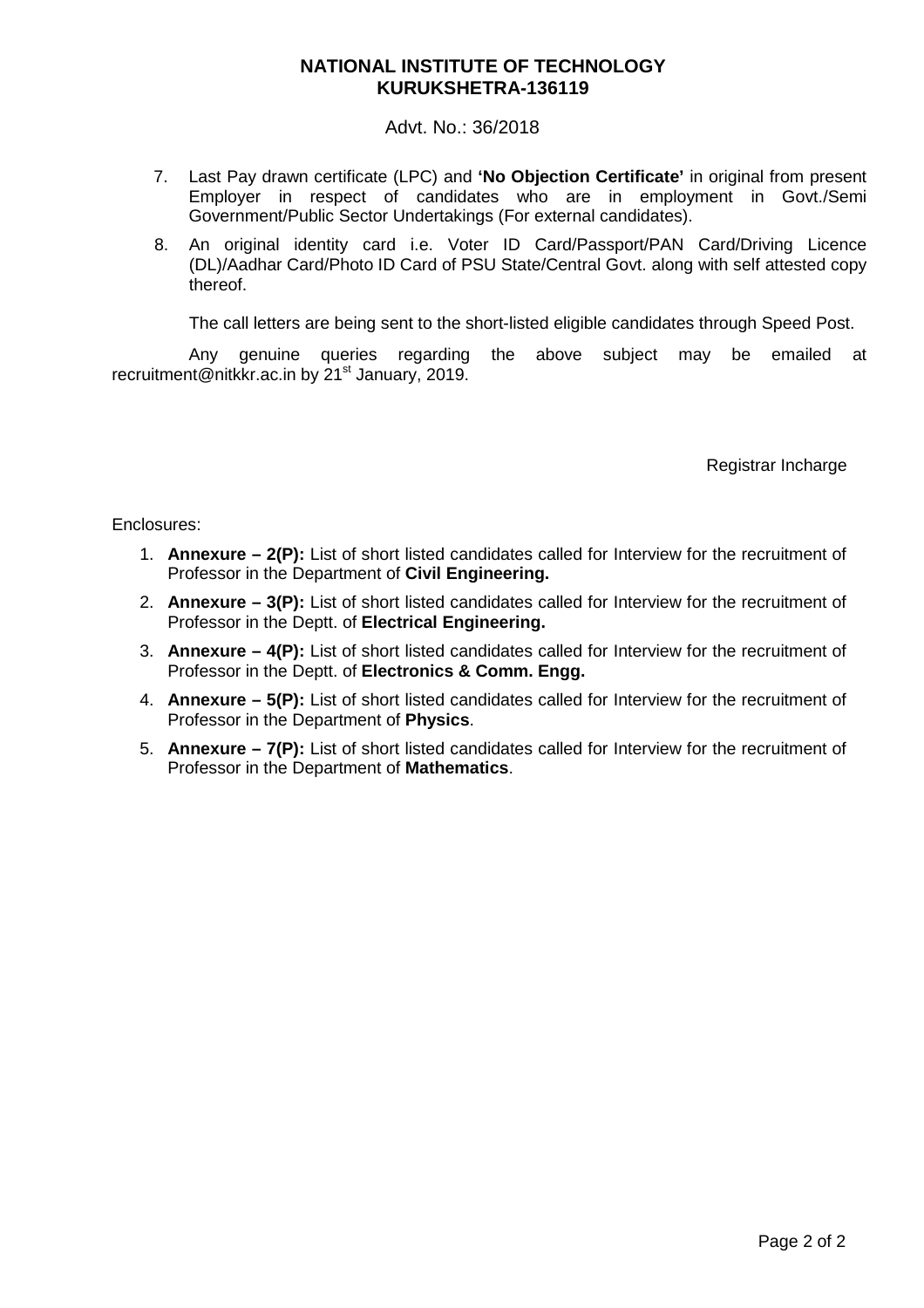**NATIONAL INSTITUTE OF TECHNOLOGY**
**KURUKSHETRA-136119**

Advt. No.: 36/2018

7. Last Pay drawn certificate (LPC) and **'No Objection Certificate'** in original from present Employer in respect of candidates who are in employment in Govt./Semi Government/Public Sector Undertakings (For external candidates).
8. An original identity card i.e. Voter ID Card/Passport/PAN Card/Driving Licence (DL)/Aadhar Card/Photo ID Card of PSU State/Central Govt. along with self attested copy thereof.

The call letters are being sent to the short-listed eligible candidates through Speed Post.

Any genuine queries regarding the above subject may be emailed at recruitment@nitkkr.ac.in by 21st January, 2019.

Registrar Incharge

Enclosures:

1. **Annexure – 2(P):** List of short listed candidates called for Interview for the recruitment of Professor in the Department of **Civil Engineering.**
2. **Annexure – 3(P):** List of short listed candidates called for Interview for the recruitment of Professor in the Deptt. of **Electrical Engineering.**
3. **Annexure – 4(P):** List of short listed candidates called for Interview for the recruitment of Professor in the Deptt. of **Electronics & Comm. Engg.**
4. **Annexure – 5(P):** List of short listed candidates called for Interview for the recruitment of Professor in the Department of **Physics**.
5. **Annexure – 7(P):** List of short listed candidates called for Interview for the recruitment of Professor in the Department of **Mathematics**.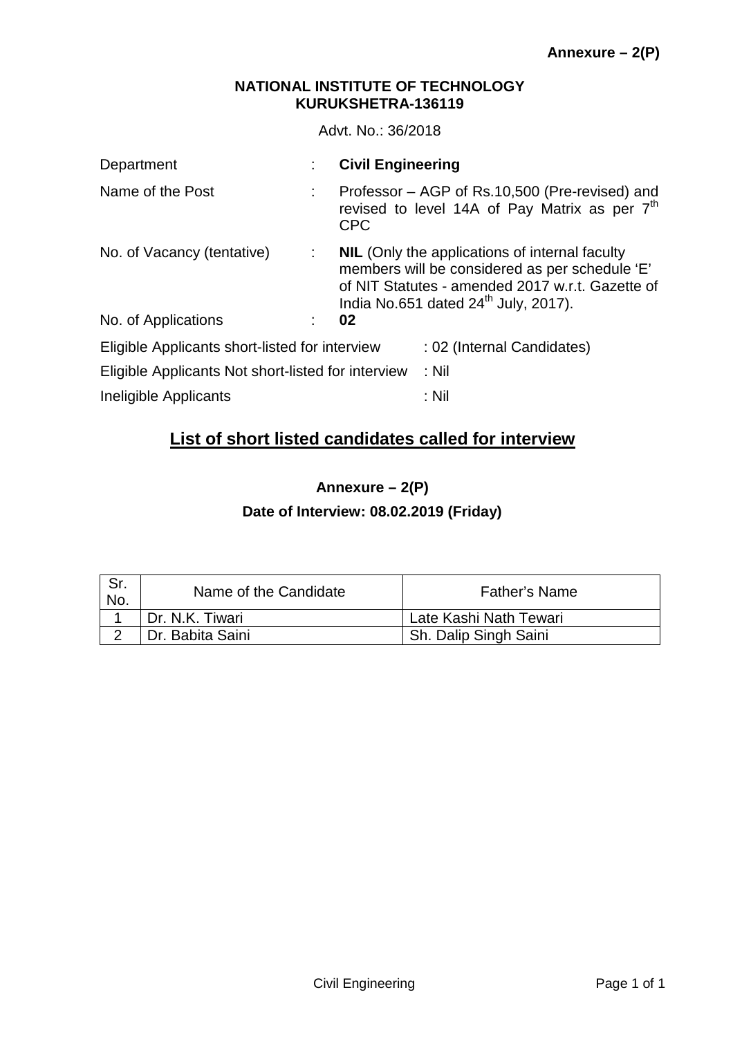**Annexure – 2(P)**

**NATIONAL INSTITUTE OF TECHNOLOGY**
**KURUKSHETRA-136119**

Advt. No.: 36/2018

| | | |
|---|---|---|
| Department | : | **Civil Engineering** |
| Name of the Post | : | Professor – AGP of Rs.10,500 (Pre-revised) and revised to level 14A of Pay Matrix as per 7th CPC |
| No. of Vacancy (tentative) | : | **NIL** (Only the applications of internal faculty members will be considered as per schedule 'E' of NIT Statutes - amended 2017 w.r.t. Gazette of India No.651 dated 24th July, 2017). |
| No. of Applications | : | **02** |

Eligible Applicants short-listed for interview : 02 (Internal Candidates)

Eligible Applicants Not short-listed for interview : Nil

Ineligible Applicants : Nil

## List of short listed candidates called for interview

### Annexure – 2(P)

### Date of Interview: 08.02.2019 (Friday)

| Sr. No. | Name of the Candidate | Father's Name |
|---|---|---|
| 1 | Dr. N.K. Tiwari | Late Kashi Nath Tewari |
| 2 | Dr. Babita Saini | Sh. Dalip Singh Saini |

Civil Engineering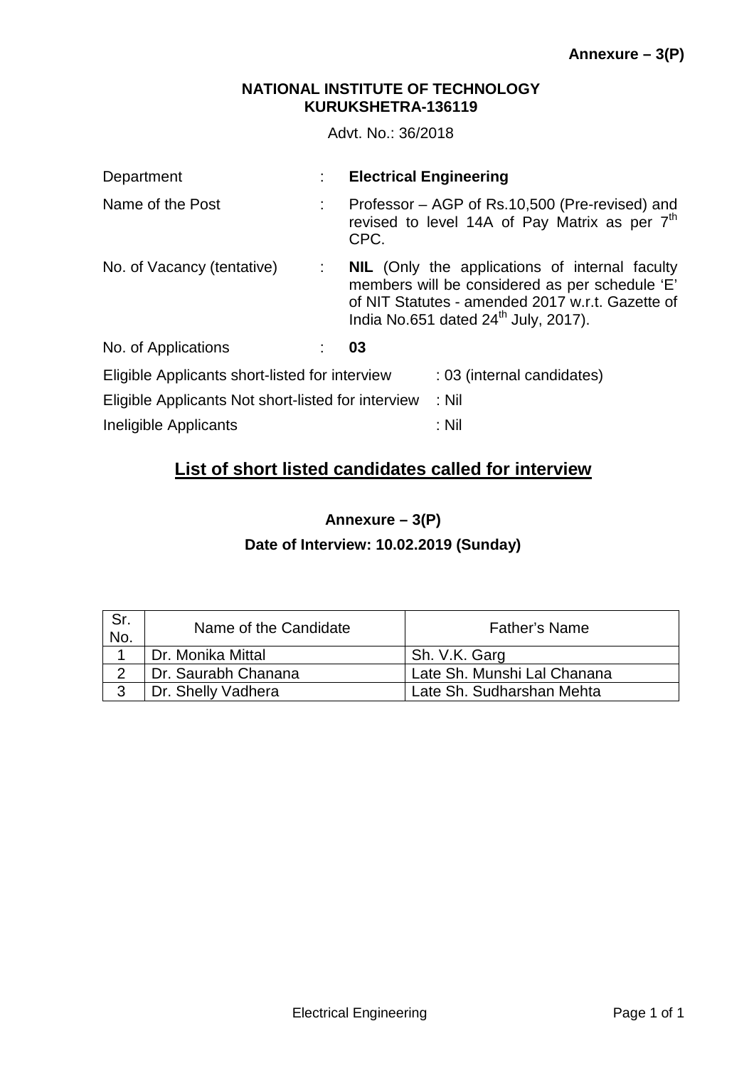**Annexure – 3(P)**

**NATIONAL INSTITUTE OF TECHNOLOGY**
**KURUKSHETRA-136119**

Advt. No.: 36/2018

| | | |
|---|---|---|
| Department | : | **Electrical Engineering** |
| Name of the Post | : | Professor – AGP of Rs.10,500 (Pre-revised) and revised to level 14A of Pay Matrix as per 7th CPC. |
| No. of Vacancy (tentative) | : | **NIL** (Only the applications of internal faculty members will be considered as per schedule 'E' of NIT Statutes - amended 2017 w.r.t. Gazette of India No.651 dated 24th July, 2017). |
| No. of Applications | : | **03** |

Eligible Applicants short-listed for interview : 03 (internal candidates)

Eligible Applicants Not short-listed for interview : Nil

Ineligible Applicants : Nil

## List of short listed candidates called for interview

**Annexure – 3(P)**

**Date of Interview: 10.02.2019 (Sunday)**

| Sr. No. | Name of the Candidate | Father's Name |
|---|---|---|
| 1 | Dr. Monika Mittal | Sh. V.K. Garg |
| 2 | Dr. Saurabh Chanana | Late Sh. Munshi Lal Chanana |
| 3 | Dr. Shelly Vadhera | Late Sh. Sudharshan Mehta |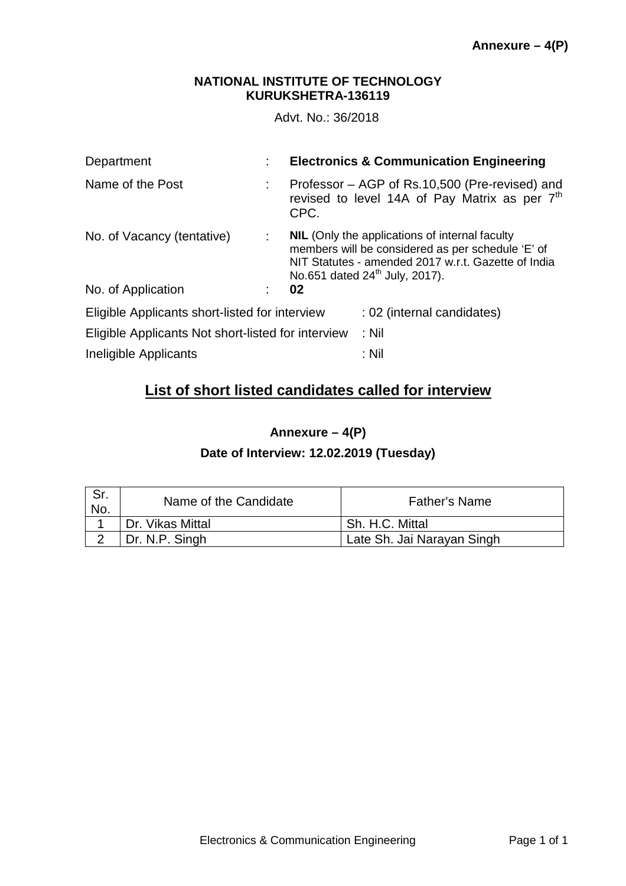**Annexure – 4(P)**

**NATIONAL INSTITUTE OF TECHNOLOGY**
**KURUKSHETRA-136119**

Advt. No.: 36/2018

| | | |
|---|---|---|
| Department | : | **Electronics & Communication Engineering** |
| Name of the Post | : | Professor – AGP of Rs.10,500 (Pre-revised) and revised to level 14A of Pay Matrix as per 7th CPC. |
| No. of Vacancy (tentative) | : | **NIL** (Only the applications of internal faculty members will be considered as per schedule 'E' of NIT Statutes - amended 2017 w.r.t. Gazette of India No.651 dated 24th July, 2017). |
| No. of Application | : | **02** |

Eligible Applicants short-listed for interview : 02 (internal candidates)

Eligible Applicants Not short-listed for interview : Nil

Ineligible Applicants : Nil

## List of short listed candidates called for interview

**Annexure – 4(P)**

**Date of Interview: 12.02.2019 (Tuesday)**

| Sr. No. | Name of the Candidate | Father's Name |
|---|---|---|
| 1 | Dr. Vikas Mittal | Sh. H.C. Mittal |
| 2 | Dr. N.P. Singh | Late Sh. Jai Narayan Singh |

Electronics & Communication Engineering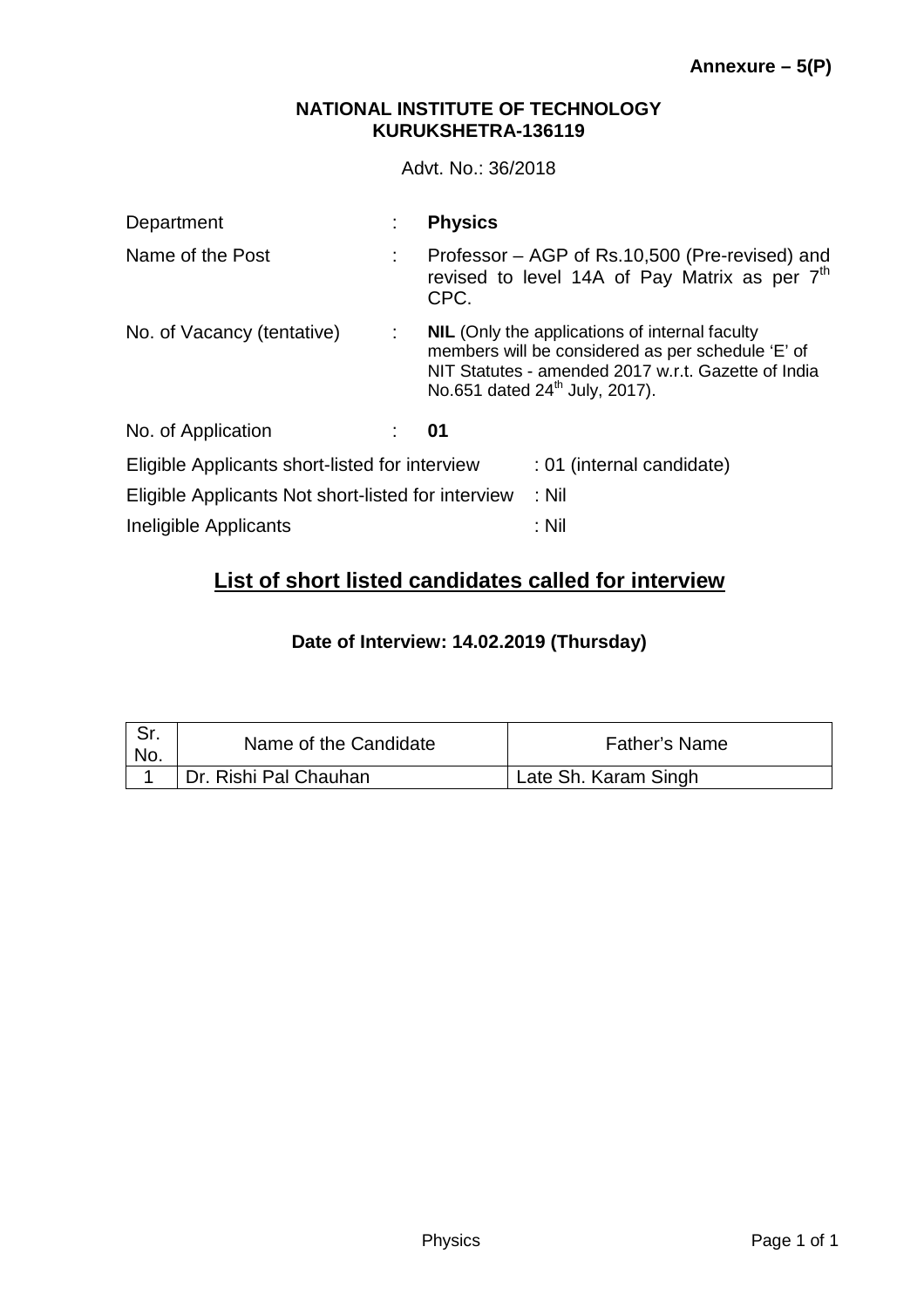**Annexure – 5(P)**

**NATIONAL INSTITUTE OF TECHNOLOGY**
**KURUKSHETRA-136119**

Advt. No.: 36/2018

| | | |
|---|---|---|
| Department | : | **Physics** |
| Name of the Post | : | Professor – AGP of Rs.10,500 (Pre-revised) and revised to level 14A of Pay Matrix as per 7th CPC. |
| No. of Vacancy (tentative) | : | **NIL** (Only the applications of internal faculty members will be considered as per schedule 'E' of NIT Statutes - amended 2017 w.r.t. Gazette of India No.651 dated 24th July, 2017). |
| No. of Application | : | **01** |

Eligible Applicants short-listed for interview : 01 (internal candidate)

Eligible Applicants Not short-listed for interview : Nil

Ineligible Applicants : Nil

## List of short listed candidates called for interview

**Date of Interview: 14.02.2019 (Thursday)**

| Sr. No. | Name of the Candidate | Father's Name |
|---|---|---|
| 1 | Dr. Rishi Pal Chauhan | Late Sh. Karam Singh |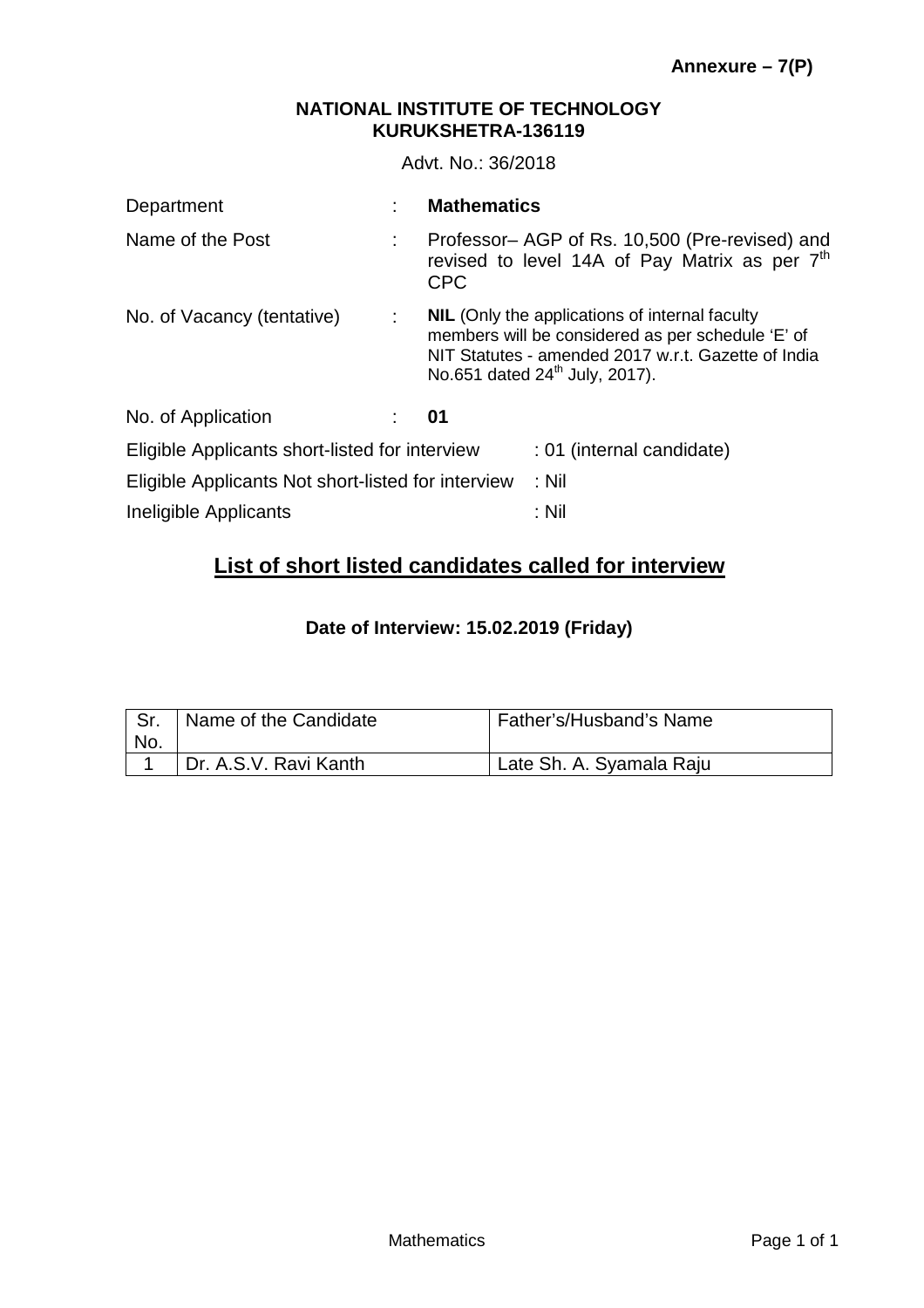**Annexure – 7(P)**

**NATIONAL INSTITUTE OF TECHNOLOGY**
**KURUKSHETRA-136119**

Advt. No.: 36/2018

| | | |
|---|---|---|
| Department | : | **Mathematics** |
| Name of the Post | : | Professor– AGP of Rs. 10,500 (Pre-revised) and revised to level 14A of Pay Matrix as per 7th CPC |
| No. of Vacancy (tentative) | : | **NIL** (Only the applications of internal faculty members will be considered as per schedule 'E' of NIT Statutes - amended 2017 w.r.t. Gazette of India No.651 dated 24th July, 2017). |
| No. of Application | : | **01** |

Eligible Applicants short-listed for interview : 01 (internal candidate)

Eligible Applicants Not short-listed for interview : Nil

Ineligible Applicants : Nil

## List of short listed candidates called for interview

**Date of Interview: 15.02.2019 (Friday)**

| Sr. No. | Name of the Candidate | Father's/Husband's Name |
|---|---|---|
| 1 | Dr. A.S.V. Ravi Kanth | Late Sh. A. Syamala Raju |

Mathematics